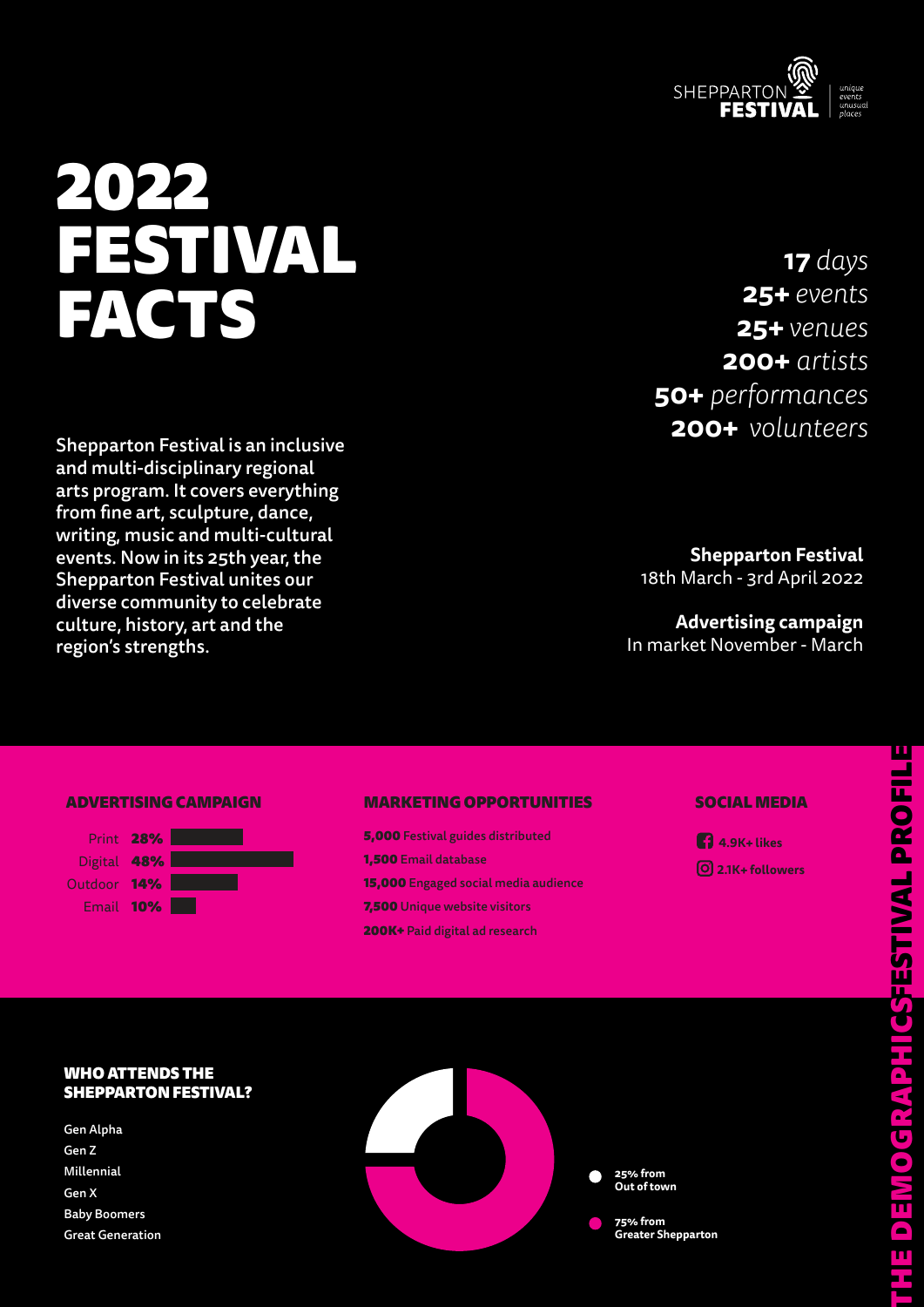SHEPPARTON FESTIVAL — *unique events unusual places*

# 2022 FESTIVAL FACTS

**17** *days*
**25+** *events*
**25+** *venues*
**200+** *artists*
**50+** *performances*
**200+** *volunteers*

**Shepparton Festival is an inclusive and multi-disciplinary regional arts program. It covers everything from fine art, sculpture, dance, writing, music and multi-cultural events. Now in its 25th year, the Shepparton Festival unites our diverse community to celebrate culture, history, art and the region's strengths.**

**Shepparton Festival**
18th March - 3rd April 2022

**Advertising campaign**
In market November - March

## THE DEMOGRAPHICS FESTIVAL PROFILE

### ADVERTISING CAMPAIGN

| Channel | Share |
|---|---|
| Print | **28%** |
| Digital | **48%** |
| Outdoor | **14%** |
| Email | **10%** |

### MARKETING OPPORTUNITIES

- **5,000** Festival guides distributed
- **1,500** Email database
- **15,000** Engaged social media audience
- **7,500** Unique website visitors
- **200K+** Paid digital ad research

### SOCIAL MEDIA

- **4.9K+ likes** (Facebook)
- **2.1K+ followers** (Instagram)

### WHO ATTENDS THE SHEPPARTON FESTIVAL?

- Gen Alpha
- Gen Z
- Millennial
- Gen X
- Baby Boomers
- Great Generation

- **25% from Out of town**
- **75% from Greater Shepparton**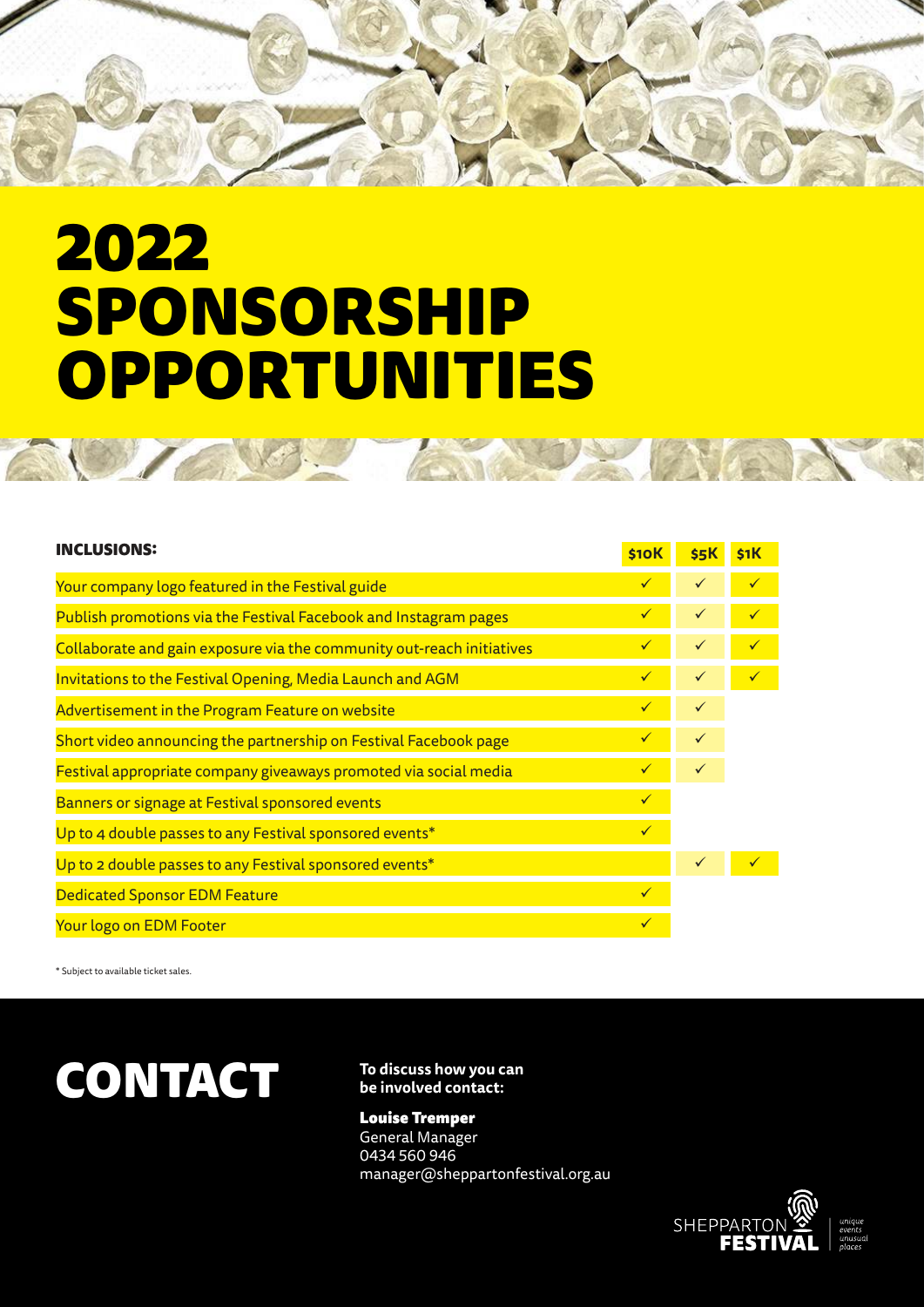# 2022 SPONSORSHIP OPPORTUNITIES

| INCLUSIONS: | $10K | $5K | $1K |
| --- | --- | --- | --- |
| Your company logo featured in the Festival guide | ✓ | ✓ | ✓ |
| Publish promotions via the Festival Facebook and Instagram pages | ✓ | ✓ | ✓ |
| Collaborate and gain exposure via the community out-reach initiatives | ✓ | ✓ | ✓ |
| Invitations to the Festival Opening, Media Launch and AGM | ✓ | ✓ | ✓ |
| Advertisement in the Program Feature on website | ✓ | ✓ | |
| Short video announcing the partnership on Festival Facebook page | ✓ | ✓ | |
| Festival appropriate company giveaways promoted via social media | ✓ | ✓ | |
| Banners or signage at Festival sponsored events | ✓ | | |
| Up to 4 double passes to any Festival sponsored events* | ✓ | | |
| Up to 2 double passes to any Festival sponsored events* | | ✓ | ✓ |
| Dedicated Sponsor EDM Feature | ✓ | | |
| Your logo on EDM Footer | ✓ | | |

* Subject to available ticket sales.

# CONTACT

**To discuss how you can be involved contact:**

**Louise Tremper**
General Manager
0434 560 946
manager@sheppartonfestival.org.au

SHEPPARTON FESTIVAL

*unique events unusual places*